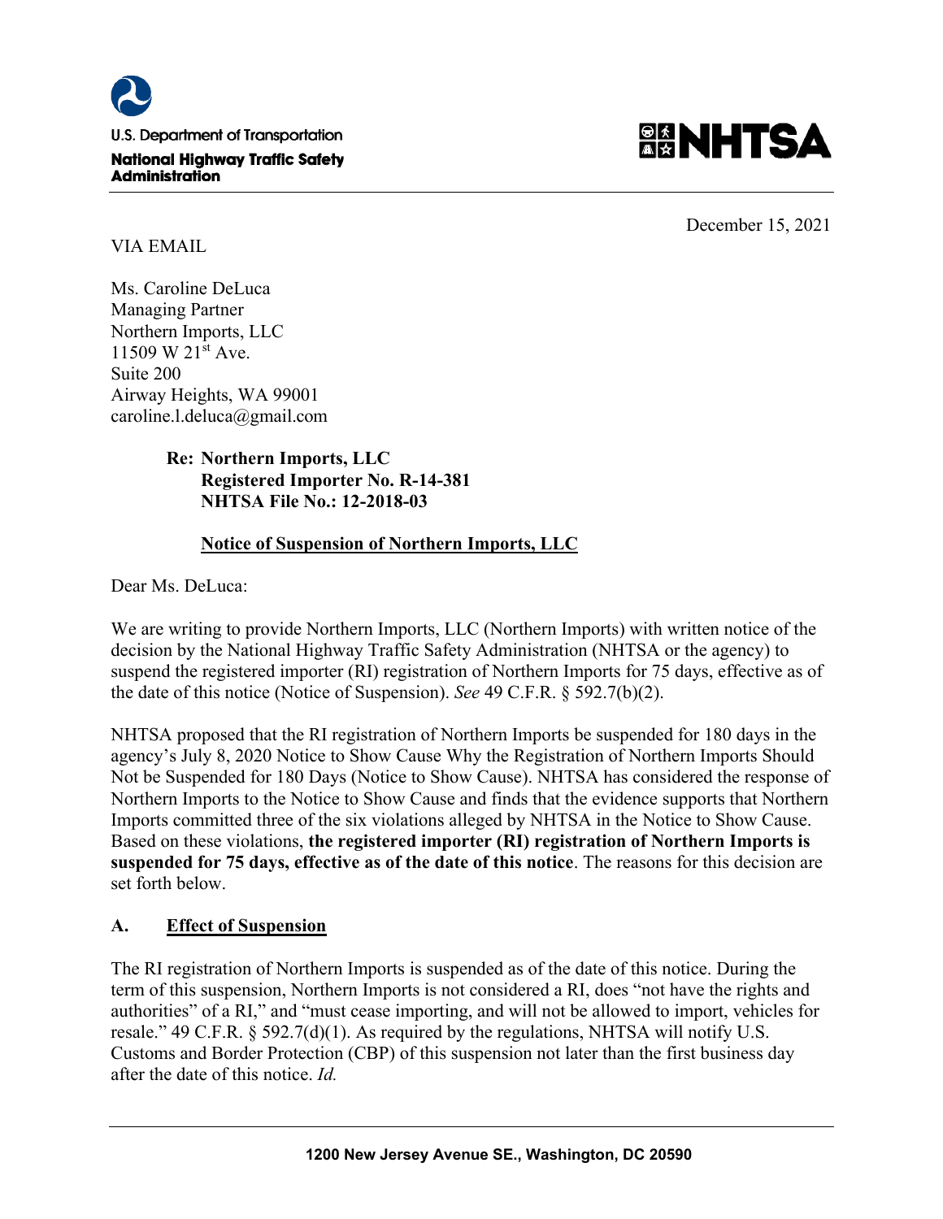U.S. Department of Transportation

**National Highway Traffic Safety Administration**

**NHTSA**

December 15, 2021

VIA EMAIL

Ms. Caroline DeLuca
Managing Partner
Northern Imports, LLC
11509 W 21st Ave.
Suite 200
Airway Heights, WA 99001
caroline.l.deluca@gmail.com

**Re: Northern Imports, LLC**
**Registered Importer No. R-14-381**
**NHTSA File No.: 12-2018-03**

**Notice of Suspension of Northern Imports, LLC**

Dear Ms. DeLuca:

We are writing to provide Northern Imports, LLC (Northern Imports) with written notice of the decision by the National Highway Traffic Safety Administration (NHTSA or the agency) to suspend the registered importer (RI) registration of Northern Imports for 75 days, effective as of the date of this notice (Notice of Suspension). *See* 49 C.F.R. § 592.7(b)(2).

NHTSA proposed that the RI registration of Northern Imports be suspended for 180 days in the agency's July 8, 2020 Notice to Show Cause Why the Registration of Northern Imports Should Not be Suspended for 180 Days (Notice to Show Cause). NHTSA has considered the response of Northern Imports to the Notice to Show Cause and finds that the evidence supports that Northern Imports committed three of the six violations alleged by NHTSA in the Notice to Show Cause. Based on these violations, **the registered importer (RI) registration of Northern Imports is suspended for 75 days, effective as of the date of this notice**. The reasons for this decision are set forth below.

## A. Effect of Suspension

The RI registration of Northern Imports is suspended as of the date of this notice. During the term of this suspension, Northern Imports is not considered a RI, does "not have the rights and authorities" of a RI," and "must cease importing, and will not be allowed to import, vehicles for resale." 49 C.F.R. § 592.7(d)(1). As required by the regulations, NHTSA will notify U.S. Customs and Border Protection (CBP) of this suspension not later than the first business day after the date of this notice. *Id.*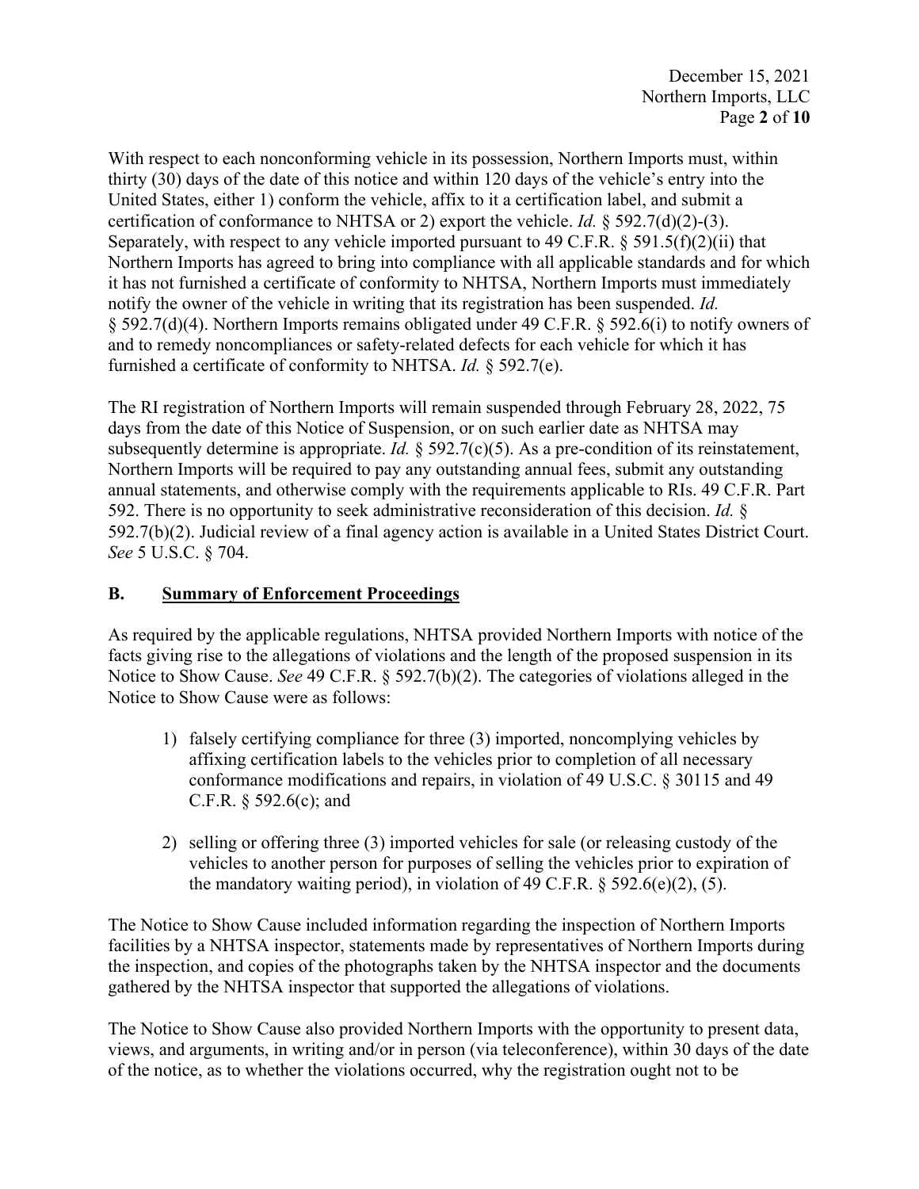With respect to each nonconforming vehicle in its possession, Northern Imports must, within thirty (30) days of the date of this notice and within 120 days of the vehicle's entry into the United States, either 1) conform the vehicle, affix to it a certification label, and submit a certification of conformance to NHTSA or 2) export the vehicle. *Id.* § 592.7(d)(2)-(3). Separately, with respect to any vehicle imported pursuant to 49 C.F.R. § 591.5(f)(2)(ii) that Northern Imports has agreed to bring into compliance with all applicable standards and for which it has not furnished a certificate of conformity to NHTSA, Northern Imports must immediately notify the owner of the vehicle in writing that its registration has been suspended. *Id.* § 592.7(d)(4). Northern Imports remains obligated under 49 C.F.R. § 592.6(i) to notify owners of and to remedy noncompliances or safety-related defects for each vehicle for which it has furnished a certificate of conformity to NHTSA. *Id.* § 592.7(e).

The RI registration of Northern Imports will remain suspended through February 28, 2022, 75 days from the date of this Notice of Suspension, or on such earlier date as NHTSA may subsequently determine is appropriate. *Id.* § 592.7(c)(5). As a pre-condition of its reinstatement, Northern Imports will be required to pay any outstanding annual fees, submit any outstanding annual statements, and otherwise comply with the requirements applicable to RIs. 49 C.F.R. Part 592. There is no opportunity to seek administrative reconsideration of this decision. *Id.* § 592.7(b)(2). Judicial review of a final agency action is available in a United States District Court. *See* 5 U.S.C. § 704.

## B. Summary of Enforcement Proceedings

As required by the applicable regulations, NHTSA provided Northern Imports with notice of the facts giving rise to the allegations of violations and the length of the proposed suspension in its Notice to Show Cause. *See* 49 C.F.R. § 592.7(b)(2). The categories of violations alleged in the Notice to Show Cause were as follows:

1) falsely certifying compliance for three (3) imported, noncomplying vehicles by affixing certification labels to the vehicles prior to completion of all necessary conformance modifications and repairs, in violation of 49 U.S.C. § 30115 and 49 C.F.R. § 592.6(c); and

2) selling or offering three (3) imported vehicles for sale (or releasing custody of the vehicles to another person for purposes of selling the vehicles prior to expiration of the mandatory waiting period), in violation of 49 C.F.R. § 592.6(e)(2), (5).

The Notice to Show Cause included information regarding the inspection of Northern Imports facilities by a NHTSA inspector, statements made by representatives of Northern Imports during the inspection, and copies of the photographs taken by the NHTSA inspector and the documents gathered by the NHTSA inspector that supported the allegations of violations.

The Notice to Show Cause also provided Northern Imports with the opportunity to present data, views, and arguments, in writing and/or in person (via teleconference), within 30 days of the date of the notice, as to whether the violations occurred, why the registration ought not to be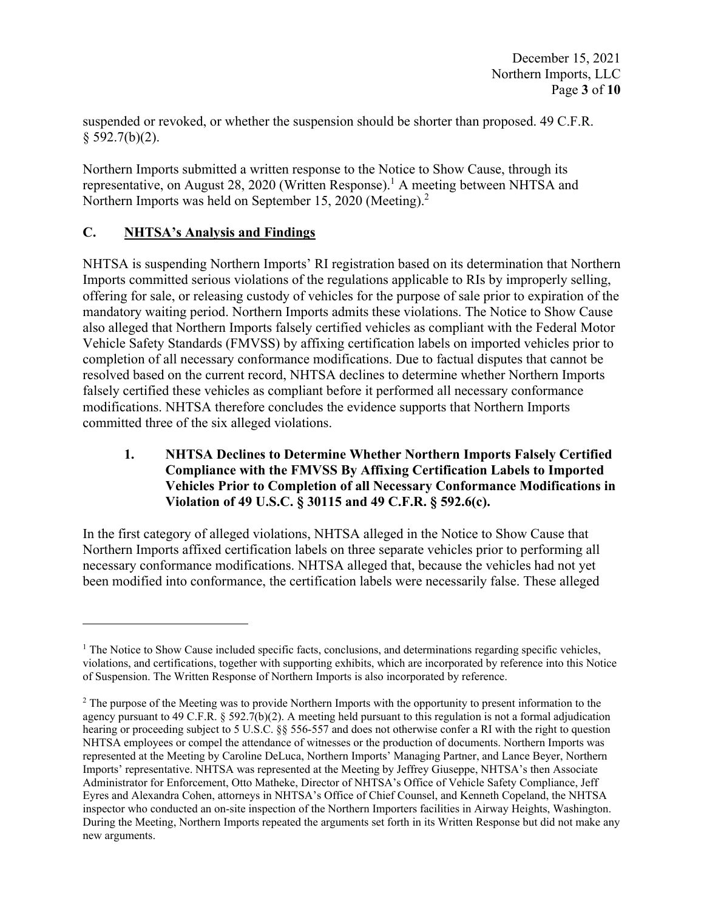suspended or revoked, or whether the suspension should be shorter than proposed. 49 C.F.R. § 592.7(b)(2).

Northern Imports submitted a written response to the Notice to Show Cause, through its representative, on August 28, 2020 (Written Response).[1] A meeting between NHTSA and Northern Imports was held on September 15, 2020 (Meeting).[2]

## C. NHTSA's Analysis and Findings

NHTSA is suspending Northern Imports' RI registration based on its determination that Northern Imports committed serious violations of the regulations applicable to RIs by improperly selling, offering for sale, or releasing custody of vehicles for the purpose of sale prior to expiration of the mandatory waiting period. Northern Imports admits these violations. The Notice to Show Cause also alleged that Northern Imports falsely certified vehicles as compliant with the Federal Motor Vehicle Safety Standards (FMVSS) by affixing certification labels on imported vehicles prior to completion of all necessary conformance modifications. Due to factual disputes that cannot be resolved based on the current record, NHTSA declines to determine whether Northern Imports falsely certified these vehicles as compliant before it performed all necessary conformance modifications. NHTSA therefore concludes the evidence supports that Northern Imports committed three of the six alleged violations.

### 1. NHTSA Declines to Determine Whether Northern Imports Falsely Certified Compliance with the FMVSS By Affixing Certification Labels to Imported Vehicles Prior to Completion of all Necessary Conformance Modifications in Violation of 49 U.S.C. § 30115 and 49 C.F.R. § 592.6(c).

In the first category of alleged violations, NHTSA alleged in the Notice to Show Cause that Northern Imports affixed certification labels on three separate vehicles prior to performing all necessary conformance modifications. NHTSA alleged that, because the vehicles had not yet been modified into conformance, the certification labels were necessarily false. These alleged

---

[1] The Notice to Show Cause included specific facts, conclusions, and determinations regarding specific vehicles, violations, and certifications, together with supporting exhibits, which are incorporated by reference into this Notice of Suspension. The Written Response of Northern Imports is also incorporated by reference.

[2] The purpose of the Meeting was to provide Northern Imports with the opportunity to present information to the agency pursuant to 49 C.F.R. § 592.7(b)(2). A meeting held pursuant to this regulation is not a formal adjudication hearing or proceeding subject to 5 U.S.C. §§ 556-557 and does not otherwise confer a RI with the right to question NHTSA employees or compel the attendance of witnesses or the production of documents. Northern Imports was represented at the Meeting by Caroline DeLuca, Northern Imports' Managing Partner, and Lance Beyer, Northern Imports' representative. NHTSA was represented at the Meeting by Jeffrey Giuseppe, NHTSA's then Associate Administrator for Enforcement, Otto Matheke, Director of NHTSA's Office of Vehicle Safety Compliance, Jeff Eyres and Alexandra Cohen, attorneys in NHTSA's Office of Chief Counsel, and Kenneth Copeland, the NHTSA inspector who conducted an on-site inspection of the Northern Importers facilities in Airway Heights, Washington. During the Meeting, Northern Imports repeated the arguments set forth in its Written Response but did not make any new arguments.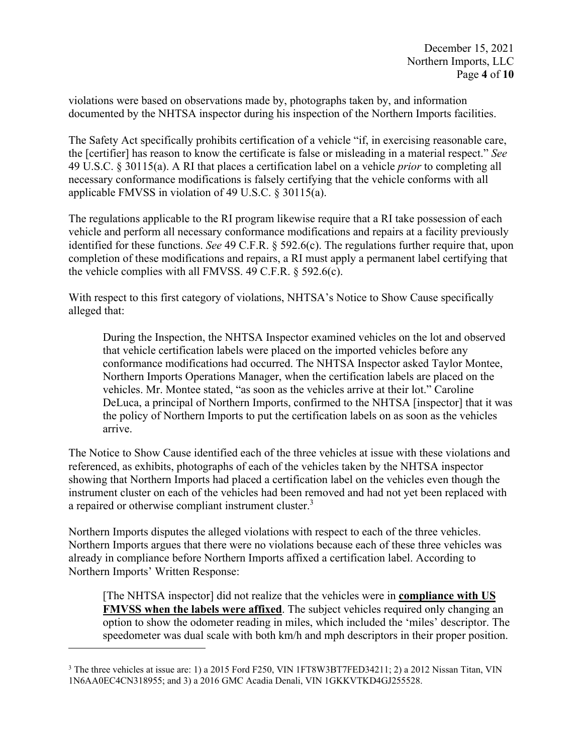violations were based on observations made by, photographs taken by, and information documented by the NHTSA inspector during his inspection of the Northern Imports facilities.

The Safety Act specifically prohibits certification of a vehicle "if, in exercising reasonable care, the [certifier] has reason to know the certificate is false or misleading in a material respect." *See* 49 U.S.C. § 30115(a). A RI that places a certification label on a vehicle *prior* to completing all necessary conformance modifications is falsely certifying that the vehicle conforms with all applicable FMVSS in violation of 49 U.S.C. § 30115(a).

The regulations applicable to the RI program likewise require that a RI take possession of each vehicle and perform all necessary conformance modifications and repairs at a facility previously identified for these functions. *See* 49 C.F.R. § 592.6(c). The regulations further require that, upon completion of these modifications and repairs, a RI must apply a permanent label certifying that the vehicle complies with all FMVSS. 49 C.F.R. § 592.6(c).

With respect to this first category of violations, NHTSA's Notice to Show Cause specifically alleged that:

> During the Inspection, the NHTSA Inspector examined vehicles on the lot and observed that vehicle certification labels were placed on the imported vehicles before any conformance modifications had occurred. The NHTSA Inspector asked Taylor Montee, Northern Imports Operations Manager, when the certification labels are placed on the vehicles. Mr. Montee stated, "as soon as the vehicles arrive at their lot." Caroline DeLuca, a principal of Northern Imports, confirmed to the NHTSA [inspector] that it was the policy of Northern Imports to put the certification labels on as soon as the vehicles arrive.

The Notice to Show Cause identified each of the three vehicles at issue with these violations and referenced, as exhibits, photographs of each of the vehicles taken by the NHTSA inspector showing that Northern Imports had placed a certification label on the vehicles even though the instrument cluster on each of the vehicles had been removed and had not yet been replaced with a repaired or otherwise compliant instrument cluster.[3]

Northern Imports disputes the alleged violations with respect to each of the three vehicles. Northern Imports argues that there were no violations because each of these three vehicles was already in compliance before Northern Imports affixed a certification label. According to Northern Imports' Written Response:

> [The NHTSA inspector] did not realize that the vehicles were in **<u>compliance with US FMVSS when the labels were affixed</u>**. The subject vehicles required only changing an option to show the odometer reading in miles, which included the 'miles' descriptor. The speedometer was dual scale with both km/h and mph descriptors in their proper position.

[3] The three vehicles at issue are: 1) a 2015 Ford F250, VIN 1FT8W3BT7FED34211; 2) a 2012 Nissan Titan, VIN 1N6AA0EC4CN318955; and 3) a 2016 GMC Acadia Denali, VIN 1GKKVTKD4GJ255528.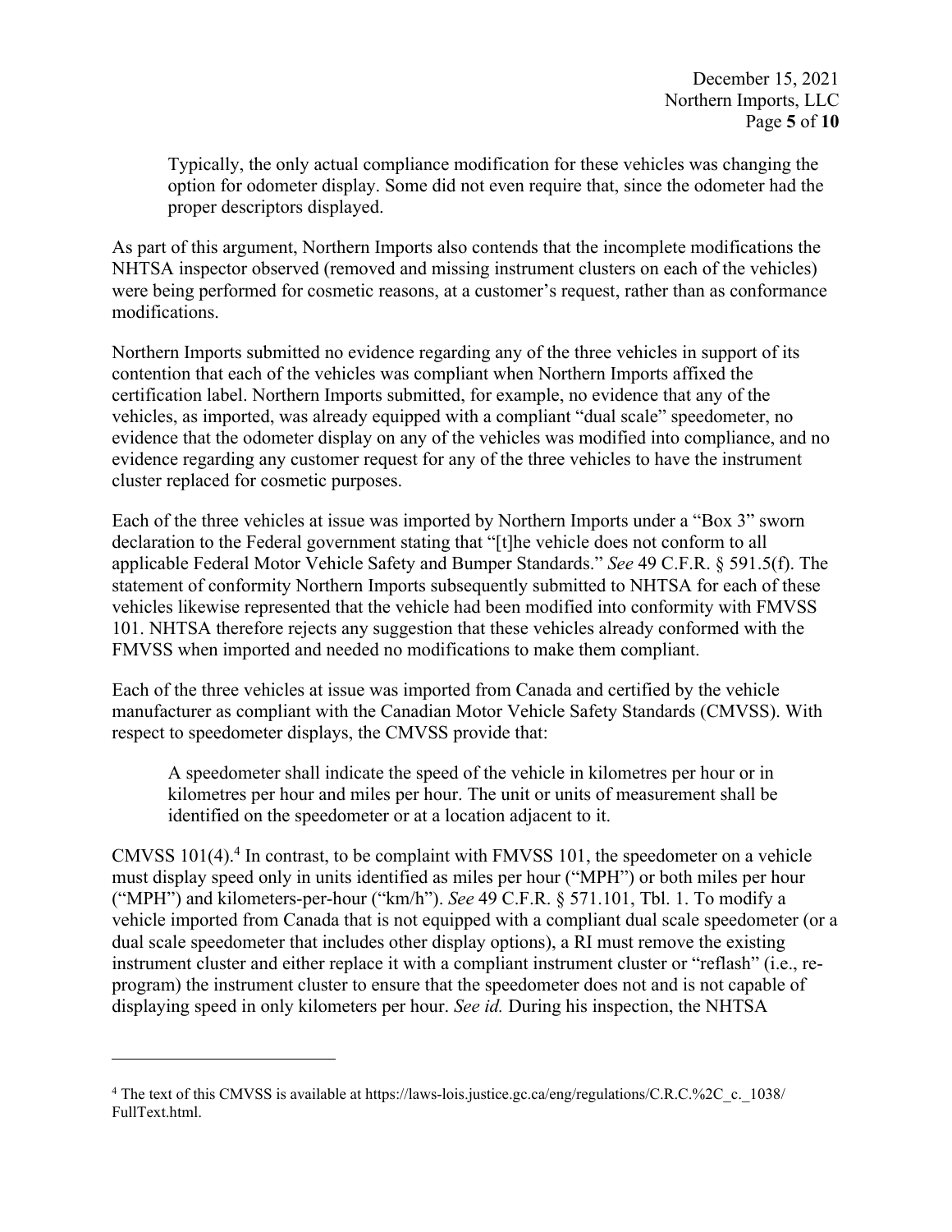> Typically, the only actual compliance modification for these vehicles was changing the option for odometer display. Some did not even require that, since the odometer had the proper descriptors displayed.

As part of this argument, Northern Imports also contends that the incomplete modifications the NHTSA inspector observed (removed and missing instrument clusters on each of the vehicles) were being performed for cosmetic reasons, at a customer's request, rather than as conformance modifications.

Northern Imports submitted no evidence regarding any of the three vehicles in support of its contention that each of the vehicles was compliant when Northern Imports affixed the certification label. Northern Imports submitted, for example, no evidence that any of the vehicles, as imported, was already equipped with a compliant "dual scale" speedometer, no evidence that the odometer display on any of the vehicles was modified into compliance, and no evidence regarding any customer request for any of the three vehicles to have the instrument cluster replaced for cosmetic purposes.

Each of the three vehicles at issue was imported by Northern Imports under a "Box 3" sworn declaration to the Federal government stating that "[t]he vehicle does not conform to all applicable Federal Motor Vehicle Safety and Bumper Standards." *See* 49 C.F.R. § 591.5(f). The statement of conformity Northern Imports subsequently submitted to NHTSA for each of these vehicles likewise represented that the vehicle had been modified into conformity with FMVSS 101. NHTSA therefore rejects any suggestion that these vehicles already conformed with the FMVSS when imported and needed no modifications to make them compliant.

Each of the three vehicles at issue was imported from Canada and certified by the vehicle manufacturer as compliant with the Canadian Motor Vehicle Safety Standards (CMVSS). With respect to speedometer displays, the CMVSS provide that:

> A speedometer shall indicate the speed of the vehicle in kilometres per hour or in kilometres per hour and miles per hour. The unit or units of measurement shall be identified on the speedometer or at a location adjacent to it.

CMVSS 101(4).[4] In contrast, to be complaint with FMVSS 101, the speedometer on a vehicle must display speed only in units identified as miles per hour ("MPH") or both miles per hour ("MPH") and kilometers-per-hour ("km/h"). *See* 49 C.F.R. § 571.101, Tbl. 1. To modify a vehicle imported from Canada that is not equipped with a compliant dual scale speedometer (or a dual scale speedometer that includes other display options), a RI must remove the existing instrument cluster and either replace it with a compliant instrument cluster or "reflash" (i.e., re-program) the instrument cluster to ensure that the speedometer does not and is not capable of displaying speed in only kilometers per hour. *See id.* During his inspection, the NHTSA

---

[4] The text of this CMVSS is available at https://laws-lois.justice.gc.ca/eng/regulations/C.R.C.%2C_c._1038/FullText.html.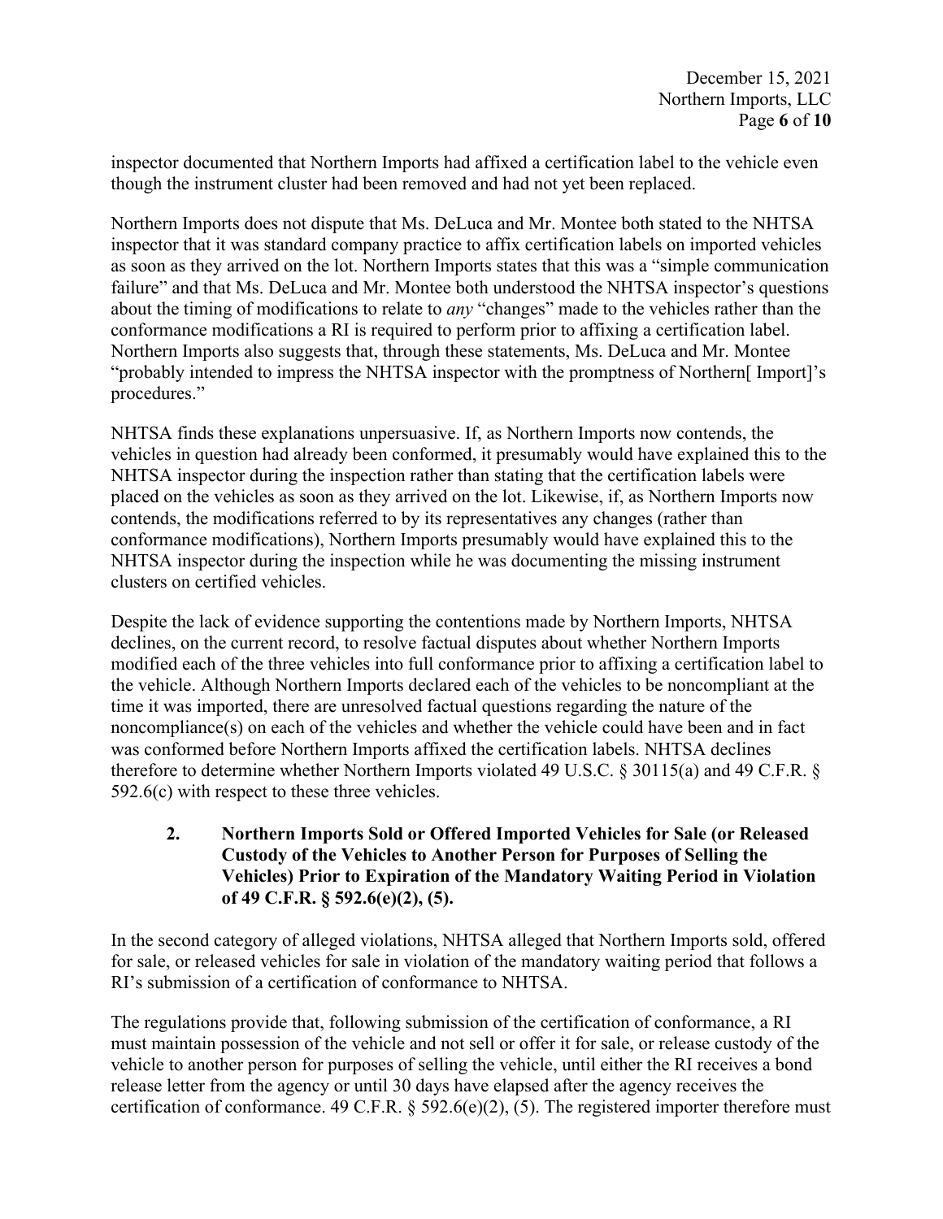inspector documented that Northern Imports had affixed a certification label to the vehicle even though the instrument cluster had been removed and had not yet been replaced.

Northern Imports does not dispute that Ms. DeLuca and Mr. Montee both stated to the NHTSA inspector that it was standard company practice to affix certification labels on imported vehicles as soon as they arrived on the lot. Northern Imports states that this was a "simple communication failure" and that Ms. DeLuca and Mr. Montee both understood the NHTSA inspector's questions about the timing of modifications to relate to *any* "changes" made to the vehicles rather than the conformance modifications a RI is required to perform prior to affixing a certification label. Northern Imports also suggests that, through these statements, Ms. DeLuca and Mr. Montee "probably intended to impress the NHTSA inspector with the promptness of Northern[ Import]'s procedures."

NHTSA finds these explanations unpersuasive. If, as Northern Imports now contends, the vehicles in question had already been conformed, it presumably would have explained this to the NHTSA inspector during the inspection rather than stating that the certification labels were placed on the vehicles as soon as they arrived on the lot. Likewise, if, as Northern Imports now contends, the modifications referred to by its representatives any changes (rather than conformance modifications), Northern Imports presumably would have explained this to the NHTSA inspector during the inspection while he was documenting the missing instrument clusters on certified vehicles.

Despite the lack of evidence supporting the contentions made by Northern Imports, NHTSA declines, on the current record, to resolve factual disputes about whether Northern Imports modified each of the three vehicles into full conformance prior to affixing a certification label to the vehicle. Although Northern Imports declared each of the vehicles to be noncompliant at the time it was imported, there are unresolved factual questions regarding the nature of the noncompliance(s) on each of the vehicles and whether the vehicle could have been and in fact was conformed before Northern Imports affixed the certification labels. NHTSA declines therefore to determine whether Northern Imports violated 49 U.S.C. § 30115(a) and 49 C.F.R. § 592.6(c) with respect to these three vehicles.

### 2. Northern Imports Sold or Offered Imported Vehicles for Sale (or Released Custody of the Vehicles to Another Person for Purposes of Selling the Vehicles) Prior to Expiration of the Mandatory Waiting Period in Violation of 49 C.F.R. § 592.6(e)(2), (5).

In the second category of alleged violations, NHTSA alleged that Northern Imports sold, offered for sale, or released vehicles for sale in violation of the mandatory waiting period that follows a RI's submission of a certification of conformance to NHTSA.

The regulations provide that, following submission of the certification of conformance, a RI must maintain possession of the vehicle and not sell or offer it for sale, or release custody of the vehicle to another person for purposes of selling the vehicle, until either the RI receives a bond release letter from the agency or until 30 days have elapsed after the agency receives the certification of conformance. 49 C.F.R. § 592.6(e)(2), (5). The registered importer therefore must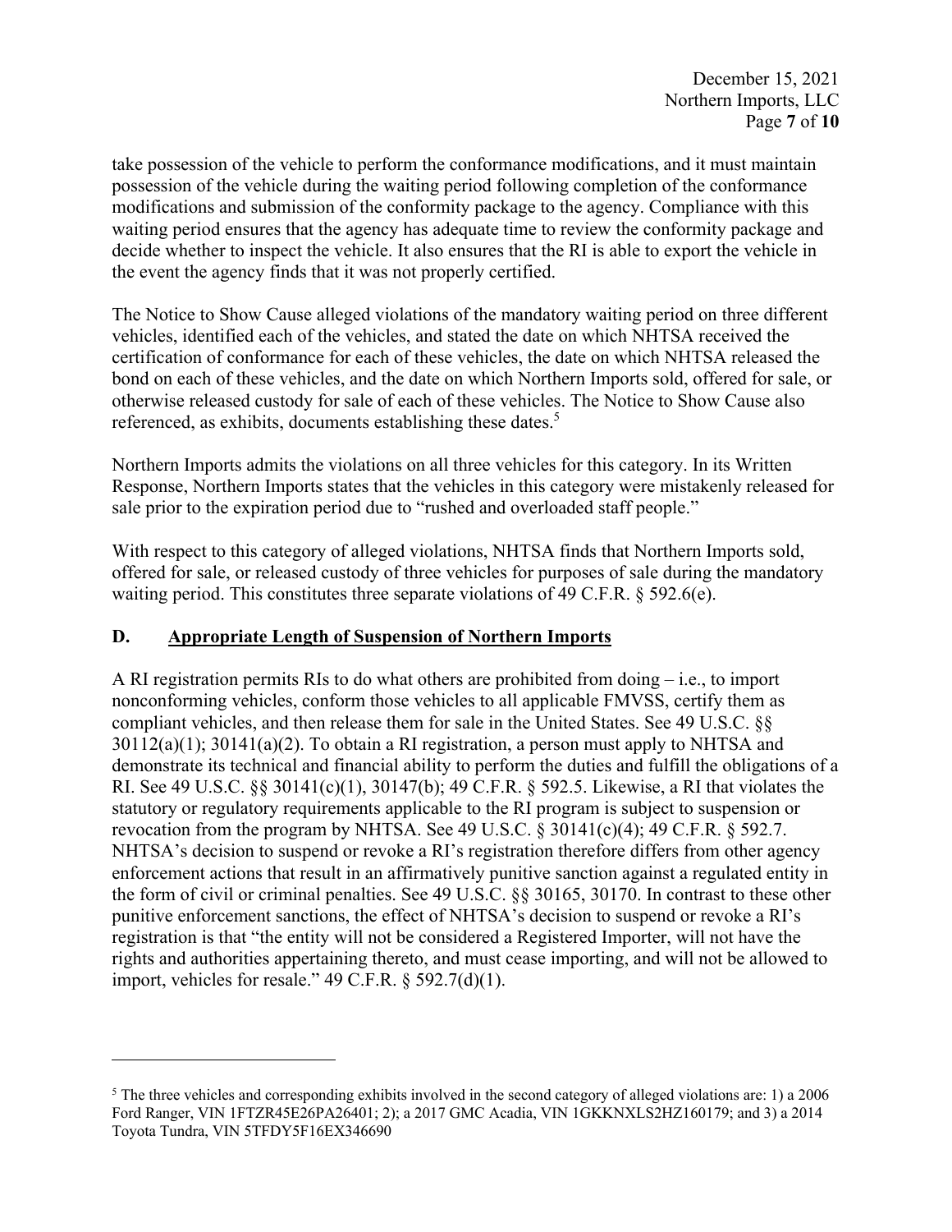take possession of the vehicle to perform the conformance modifications, and it must maintain possession of the vehicle during the waiting period following completion of the conformance modifications and submission of the conformity package to the agency. Compliance with this waiting period ensures that the agency has adequate time to review the conformity package and decide whether to inspect the vehicle. It also ensures that the RI is able to export the vehicle in the event the agency finds that it was not properly certified.

The Notice to Show Cause alleged violations of the mandatory waiting period on three different vehicles, identified each of the vehicles, and stated the date on which NHTSA received the certification of conformance for each of these vehicles, the date on which NHTSA released the bond on each of these vehicles, and the date on which Northern Imports sold, offered for sale, or otherwise released custody for sale of each of these vehicles. The Notice to Show Cause also referenced, as exhibits, documents establishing these dates.[5]

Northern Imports admits the violations on all three vehicles for this category. In its Written Response, Northern Imports states that the vehicles in this category were mistakenly released for sale prior to the expiration period due to "rushed and overloaded staff people."

With respect to this category of alleged violations, NHTSA finds that Northern Imports sold, offered for sale, or released custody of three vehicles for purposes of sale during the mandatory waiting period. This constitutes three separate violations of 49 C.F.R. § 592.6(e).

## D. Appropriate Length of Suspension of Northern Imports

A RI registration permits RIs to do what others are prohibited from doing – i.e., to import nonconforming vehicles, conform those vehicles to all applicable FMVSS, certify them as compliant vehicles, and then release them for sale in the United States. See 49 U.S.C. §§ 30112(a)(1); 30141(a)(2). To obtain a RI registration, a person must apply to NHTSA and demonstrate its technical and financial ability to perform the duties and fulfill the obligations of a RI. See 49 U.S.C. §§ 30141(c)(1), 30147(b); 49 C.F.R. § 592.5. Likewise, a RI that violates the statutory or regulatory requirements applicable to the RI program is subject to suspension or revocation from the program by NHTSA. See 49 U.S.C. § 30141(c)(4); 49 C.F.R. § 592.7. NHTSA's decision to suspend or revoke a RI's registration therefore differs from other agency enforcement actions that result in an affirmatively punitive sanction against a regulated entity in the form of civil or criminal penalties. See 49 U.S.C. §§ 30165, 30170. In contrast to these other punitive enforcement sanctions, the effect of NHTSA's decision to suspend or revoke a RI's registration is that "the entity will not be considered a Registered Importer, will not have the rights and authorities appertaining thereto, and must cease importing, and will not be allowed to import, vehicles for resale." 49 C.F.R. § 592.7(d)(1).

---

[5] The three vehicles and corresponding exhibits involved in the second category of alleged violations are: 1) a 2006 Ford Ranger, VIN 1FTZR45E26PA26401; 2); a 2017 GMC Acadia, VIN 1GKKNXLS2HZ160179; and 3) a 2014 Toyota Tundra, VIN 5TFDY5F16EX346690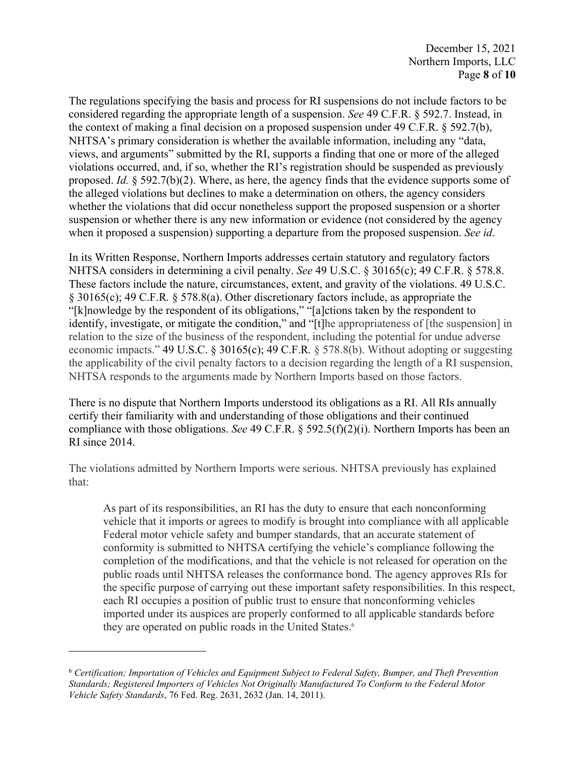The regulations specifying the basis and process for RI suspensions do not include factors to be considered regarding the appropriate length of a suspension. *See* 49 C.F.R. § 592.7. Instead, in the context of making a final decision on a proposed suspension under 49 C.F.R. § 592.7(b), NHTSA's primary consideration is whether the available information, including any "data, views, and arguments" submitted by the RI, supports a finding that one or more of the alleged violations occurred, and, if so, whether the RI's registration should be suspended as previously proposed. *Id.* § 592.7(b)(2). Where, as here, the agency finds that the evidence supports some of the alleged violations but declines to make a determination on others, the agency considers whether the violations that did occur nonetheless support the proposed suspension or a shorter suspension or whether there is any new information or evidence (not considered by the agency when it proposed a suspension) supporting a departure from the proposed suspension. *See id*.

In its Written Response, Northern Imports addresses certain statutory and regulatory factors NHTSA considers in determining a civil penalty. *See* 49 U.S.C. § 30165(c); 49 C.F.R. § 578.8. These factors include the nature, circumstances, extent, and gravity of the violations. 49 U.S.C. § 30165(c); 49 C.F.R. § 578.8(a). Other discretionary factors include, as appropriate the "[k]nowledge by the respondent of its obligations," "[a]ctions taken by the respondent to identify, investigate, or mitigate the condition," and "[t]he appropriateness of [the suspension] in relation to the size of the business of the respondent, including the potential for undue adverse economic impacts." 49 U.S.C. § 30165(c); 49 C.F.R. § 578.8(b). Without adopting or suggesting the applicability of the civil penalty factors to a decision regarding the length of a RI suspension, NHTSA responds to the arguments made by Northern Imports based on those factors.

There is no dispute that Northern Imports understood its obligations as a RI. All RIs annually certify their familiarity with and understanding of those obligations and their continued compliance with those obligations. *See* 49 C.F.R. § 592.5(f)(2)(i). Northern Imports has been an RI since 2014.

The violations admitted by Northern Imports were serious. NHTSA previously has explained that:

> As part of its responsibilities, an RI has the duty to ensure that each nonconforming vehicle that it imports or agrees to modify is brought into compliance with all applicable Federal motor vehicle safety and bumper standards, that an accurate statement of conformity is submitted to NHTSA certifying the vehicle's compliance following the completion of the modifications, and that the vehicle is not released for operation on the public roads until NHTSA releases the conformance bond. The agency approves RIs for the specific purpose of carrying out these important safety responsibilities. In this respect, each RI occupies a position of public trust to ensure that nonconforming vehicles imported under its auspices are properly conformed to all applicable standards before they are operated on public roads in the United States.[6]

[6] *Certification; Importation of Vehicles and Equipment Subject to Federal Safety, Bumper, and Theft Prevention Standards; Registered Importers of Vehicles Not Originally Manufactured To Conform to the Federal Motor Vehicle Safety Standards*, 76 Fed. Reg. 2631, 2632 (Jan. 14, 2011).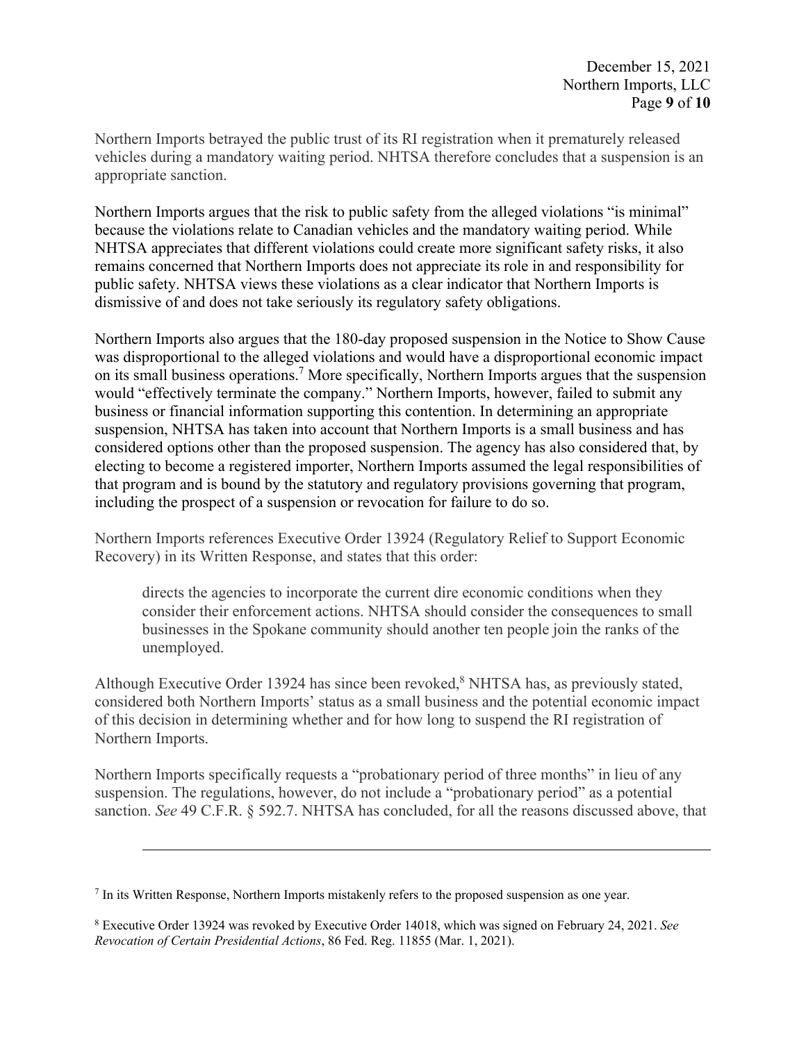Northern Imports betrayed the public trust of its RI registration when it prematurely released vehicles during a mandatory waiting period. NHTSA therefore concludes that a suspension is an appropriate sanction.

Northern Imports argues that the risk to public safety from the alleged violations "is minimal" because the violations relate to Canadian vehicles and the mandatory waiting period. While NHTSA appreciates that different violations could create more significant safety risks, it also remains concerned that Northern Imports does not appreciate its role in and responsibility for public safety. NHTSA views these violations as a clear indicator that Northern Imports is dismissive of and does not take seriously its regulatory safety obligations.

Northern Imports also argues that the 180-day proposed suspension in the Notice to Show Cause was disproportional to the alleged violations and would have a disproportional economic impact on its small business operations.[7] More specifically, Northern Imports argues that the suspension would "effectively terminate the company." Northern Imports, however, failed to submit any business or financial information supporting this contention. In determining an appropriate suspension, NHTSA has taken into account that Northern Imports is a small business and has considered options other than the proposed suspension. The agency has also considered that, by electing to become a registered importer, Northern Imports assumed the legal responsibilities of that program and is bound by the statutory and regulatory provisions governing that program, including the prospect of a suspension or revocation for failure to do so.

Northern Imports references Executive Order 13924 (Regulatory Relief to Support Economic Recovery) in its Written Response, and states that this order:

> directs the agencies to incorporate the current dire economic conditions when they consider their enforcement actions. NHTSA should consider the consequences to small businesses in the Spokane community should another ten people join the ranks of the unemployed.

Although Executive Order 13924 has since been revoked,[8] NHTSA has, as previously stated, considered both Northern Imports' status as a small business and the potential economic impact of this decision in determining whether and for how long to suspend the RI registration of Northern Imports.

Northern Imports specifically requests a "probationary period of three months" in lieu of any suspension. The regulations, however, do not include a "probationary period" as a potential sanction. *See* 49 C.F.R. § 592.7. NHTSA has concluded, for all the reasons discussed above, that

---

[7] In its Written Response, Northern Imports mistakenly refers to the proposed suspension as one year.

[8] Executive Order 13924 was revoked by Executive Order 14018, which was signed on February 24, 2021. *See Revocation of Certain Presidential Actions*, 86 Fed. Reg. 11855 (Mar. 1, 2021).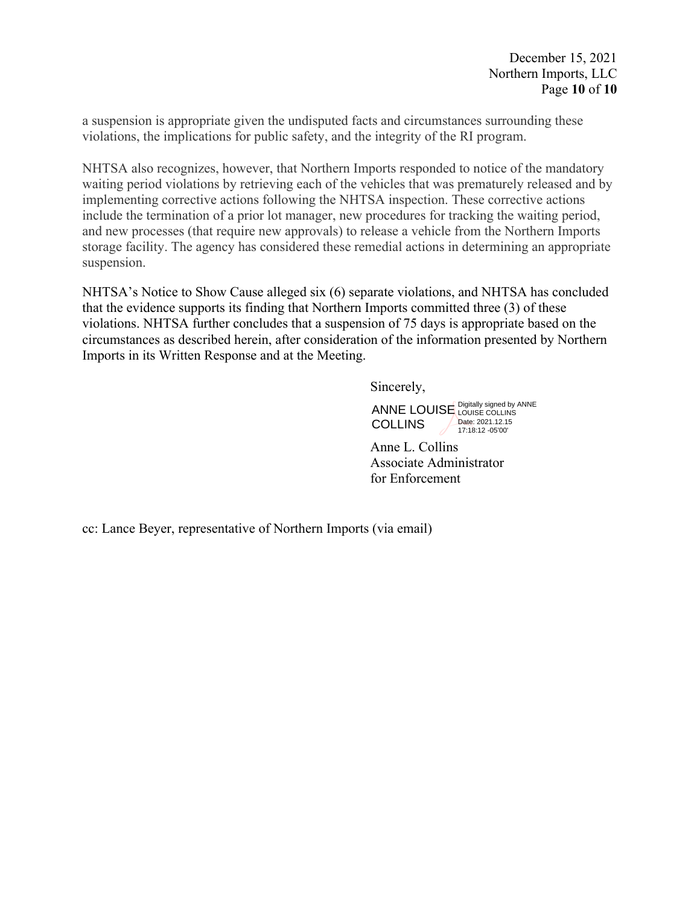a suspension is appropriate given the undisputed facts and circumstances surrounding these violations, the implications for public safety, and the integrity of the RI program.

NHTSA also recognizes, however, that Northern Imports responded to notice of the mandatory waiting period violations by retrieving each of the vehicles that was prematurely released and by implementing corrective actions following the NHTSA inspection. These corrective actions include the termination of a prior lot manager, new procedures for tracking the waiting period, and new processes (that require new approvals) to release a vehicle from the Northern Imports storage facility. The agency has considered these remedial actions in determining an appropriate suspension.

NHTSA's Notice to Show Cause alleged six (6) separate violations, and NHTSA has concluded that the evidence supports its finding that Northern Imports committed three (3) of these violations. NHTSA further concludes that a suspension of 75 days is appropriate based on the circumstances as described herein, after consideration of the information presented by Northern Imports in its Written Response and at the Meeting.

Sincerely,

ANNE LOUISE COLLINS Digitally signed by ANNE LOUISE COLLINS Date: 2021.12.15 17:18:12 -05'00'

Anne L. Collins
Associate Administrator
for Enforcement

cc: Lance Beyer, representative of Northern Imports (via email)